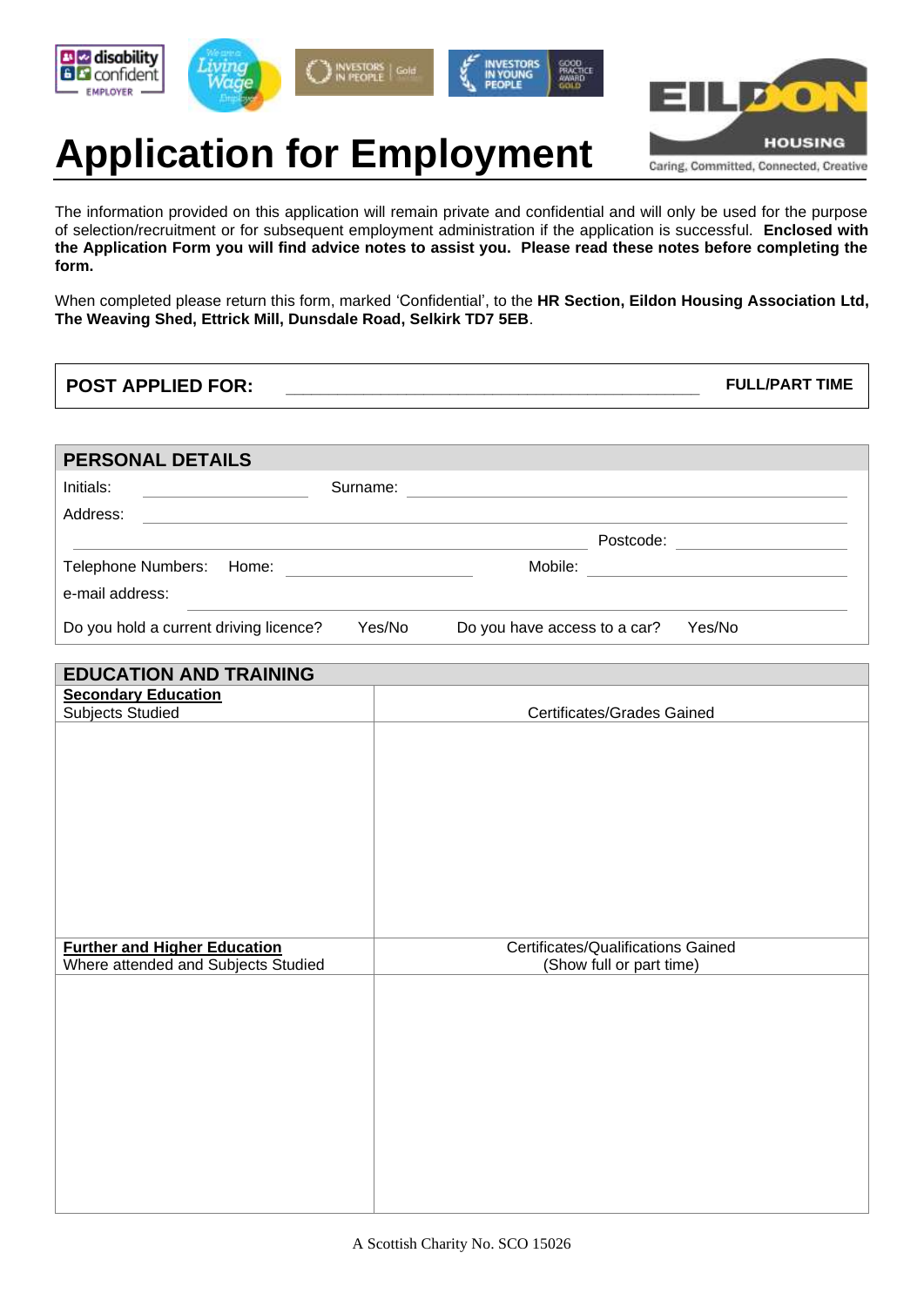# Application for Employment

Caring, Committed, Connected, Creative

The information provided on this application will remain private and confidential and will only be used for the purpose of selection/recruitment or for subsequent employment administration if the application is successful. **Enclosed with the Application Form you will find advice notes to assist you. Please read these notes before completing the form.**

When completed please return this form, marked 'Confidential', to the **HR Section, Eildon Housing Association Ltd, The Weaving Shed, Ettrick Mill, Dunsdale Road, Selkirk TD7 5EB**.

**POST APPLIED FOR:** ______________________________ **FULL/PART TIME**

## PERSONAL DETAILS

Initials: ____________ Surname: ______________________________

Address: ______________________________

______________________________ Postcode: ____________

Telephone Numbers: Home: ____________ Mobile: ____________

e-mail address: ______________________________

Do you hold a current driving licence? Yes/No Do you have access to a car? Yes/No

## EDUCATION AND TRAINING

| **Secondary Education**<br>Subjects Studied | Certificates/Grades Gained |
|---|---|
| | |

| **Further and Higher Education**<br>Where attended and Subjects Studied | Certificates/Qualifications Gained<br>(Show full or part time) |
|---|---|
| | |

A Scottish Charity No. SCO 15026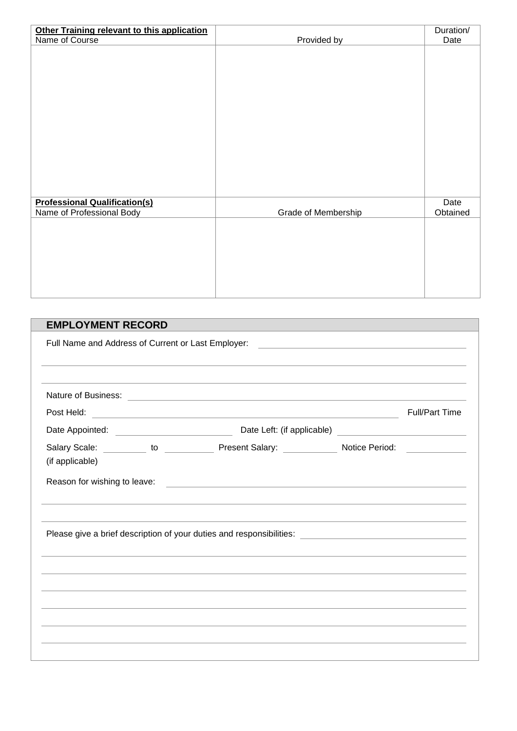| **Other Training relevant to this application**<br>Name of Course | Provided by | Duration/<br>Date |
|---|---|---|
| | | |

| **Professional Qualification(s)**<br>Name of Professional Body | Grade of Membership | Date<br>Obtained |
|---|---|---|
| | | |

## EMPLOYMENT RECORD

Full Name and Address of Current or Last Employer: ____________________

____________________

____________________

Nature of Business: ____________________

Post Held: ____________________ Full/Part Time

Date Appointed: ____________________ Date Left: (if applicable) ____________________

Salary Scale: __________ to __________ Present Salary: __________ Notice Period: __________
(if applicable)

Reason for wishing to leave: ____________________

____________________

____________________

Please give a brief description of your duties and responsibilities: ____________________

____________________

____________________

____________________

____________________

____________________

____________________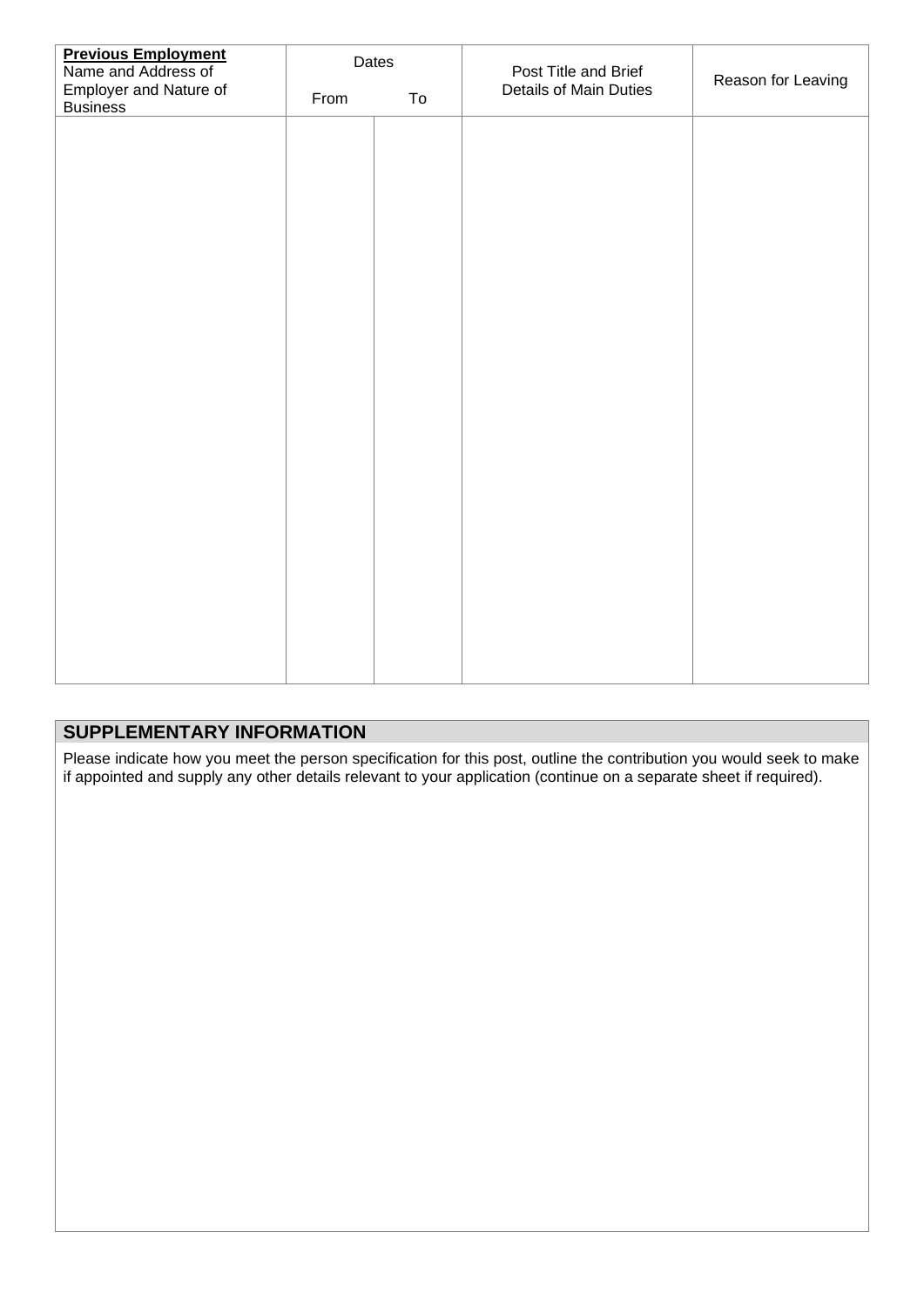| **Previous Employment** Name and Address of Employer and Nature of Business | Dates | | Post Title and Brief Details of Main Duties | Reason for Leaving |
|---|---|---|---|---|
| | From | To | | |
| | | | | |

## SUPPLEMENTARY INFORMATION

Please indicate how you meet the person specification for this post, outline the contribution you would seek to make if appointed and supply any other details relevant to your application (continue on a separate sheet if required).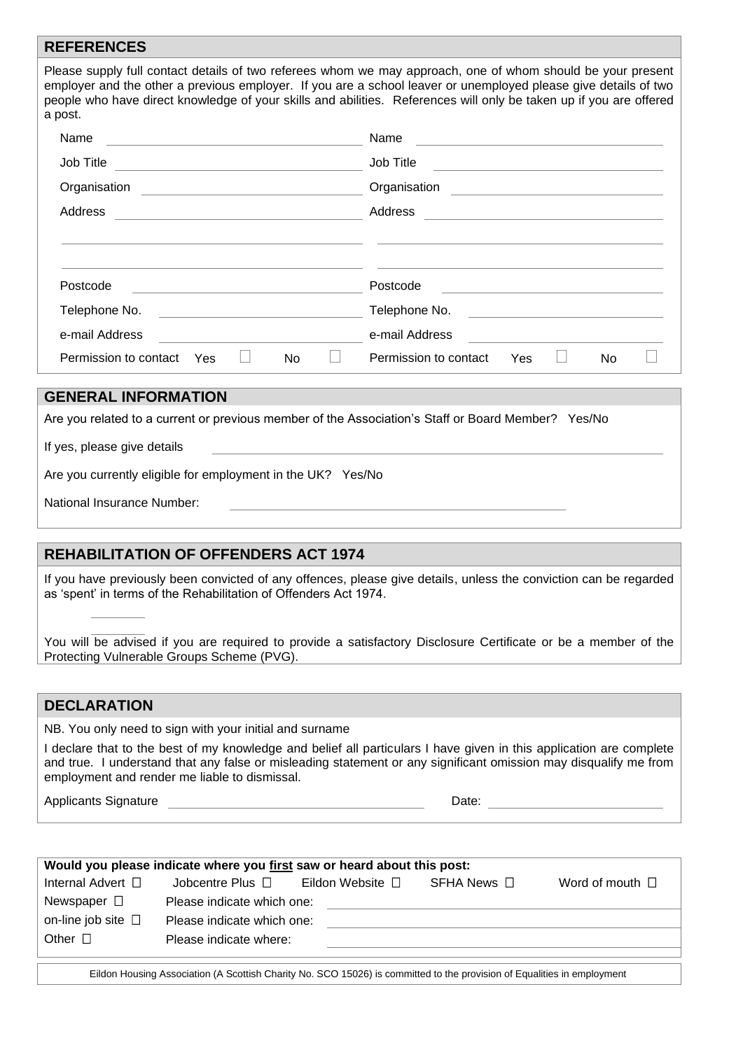## REFERENCES

Please supply full contact details of two referees whom we may approach, one of whom should be your present employer and the other a previous employer. If you are a school leaver or unemployed please give details of two people who have direct knowledge of your skills and abilities. References will only be taken up if you are offered a post.

| | |
|---|---|
| Name | Name |
| Job Title | Job Title |
| Organisation | Organisation |
| Address | Address |
| | |
| | |
| Postcode | Postcode |
| Telephone No. | Telephone No. |
| e-mail Address | e-mail Address |
| Permission to contact Yes ☐ No ☐ | Permission to contact Yes ☐ No ☐ |

## GENERAL INFORMATION

Are you related to a current or previous member of the Association's Staff or Board Member? Yes/No

If yes, please give details

Are you currently eligible for employment in the UK? Yes/No

National Insurance Number:

## REHABILITATION OF OFFENDERS ACT 1974

If you have previously been convicted of any offences, please give details, unless the conviction can be regarded as 'spent' in terms of the Rehabilitation of Offenders Act 1974.

You will be advised if you are required to provide a satisfactory Disclosure Certificate or be a member of the Protecting Vulnerable Groups Scheme (PVG).

## DECLARATION

NB. You only need to sign with your initial and surname

I declare that to the best of my knowledge and belief all particulars I have given in this application are complete and true. I understand that any false or misleading statement or any significant omission may disqualify me from employment and render me liable to dismissal.

Applicants Signature Date:

**Would you please indicate where you first saw or heard about this post:**

| | | | | |
|---|---|---|---|---|
| Internal Advert ☐ | Jobcentre Plus ☐ | Eildon Website ☐ | SFHA News ☐ | Word of mouth ☐ |
| Newspaper ☐ | Please indicate which one: | | | |
| on-line job site ☐ | Please indicate which one: | | | |
| Other ☐ | Please indicate where: | | | |

Eildon Housing Association (A Scottish Charity No. SCO 15026) is committed to the provision of Equalities in employment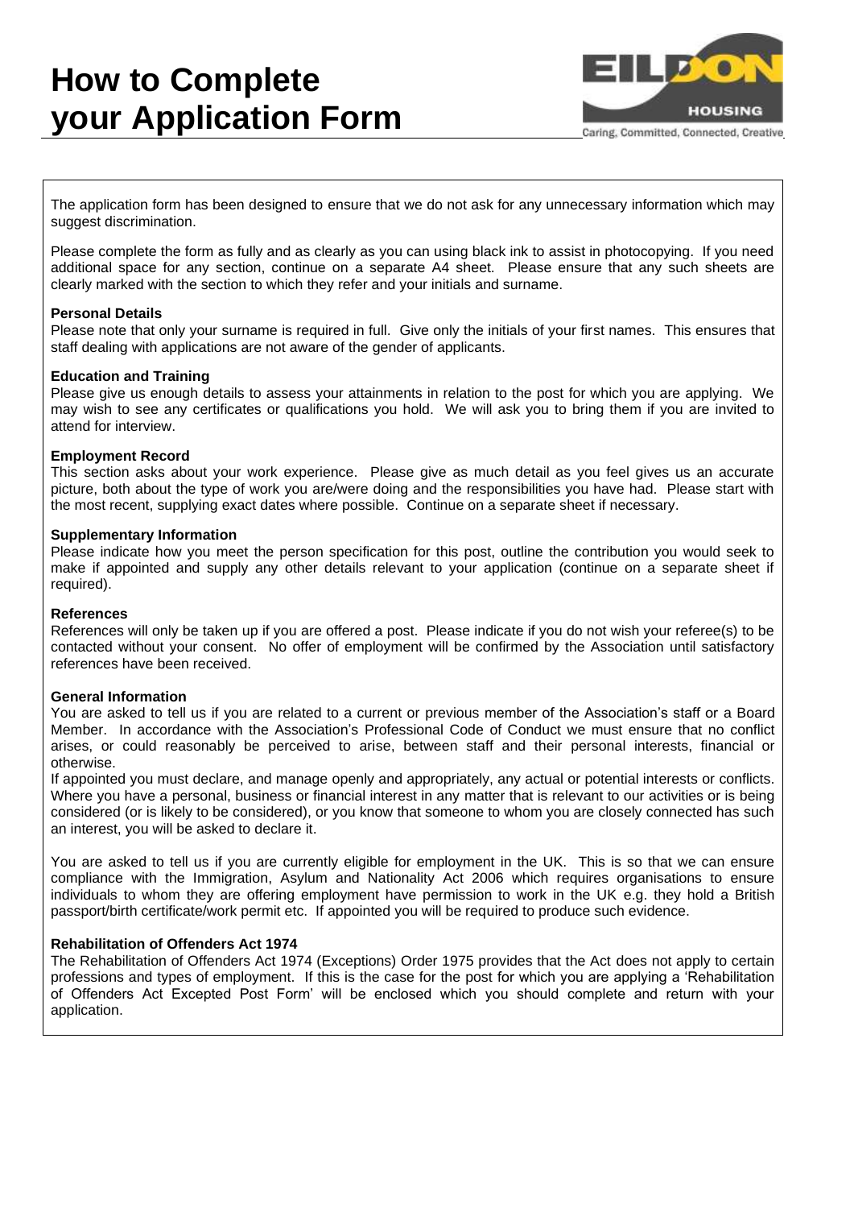# How to Complete your Application Form

The application form has been designed to ensure that we do not ask for any unnecessary information which may suggest discrimination.

Please complete the form as fully and as clearly as you can using black ink to assist in photocopying. If you need additional space for any section, continue on a separate A4 sheet. Please ensure that any such sheets are clearly marked with the section to which they refer and your initials and surname.

**Personal Details**
Please note that only your surname is required in full. Give only the initials of your first names. This ensures that staff dealing with applications are not aware of the gender of applicants.

**Education and Training**
Please give us enough details to assess your attainments in relation to the post for which you are applying. We may wish to see any certificates or qualifications you hold. We will ask you to bring them if you are invited to attend for interview.

**Employment Record**
This section asks about your work experience. Please give as much detail as you feel gives us an accurate picture, both about the type of work you are/were doing and the responsibilities you have had. Please start with the most recent, supplying exact dates where possible. Continue on a separate sheet if necessary.

**Supplementary Information**
Please indicate how you meet the person specification for this post, outline the contribution you would seek to make if appointed and supply any other details relevant to your application (continue on a separate sheet if required).

**References**
References will only be taken up if you are offered a post. Please indicate if you do not wish your referee(s) to be contacted without your consent. No offer of employment will be confirmed by the Association until satisfactory references have been received.

**General Information**
You are asked to tell us if you are related to a current or previous member of the Association's staff or a Board Member. In accordance with the Association's Professional Code of Conduct we must ensure that no conflict arises, or could reasonably be perceived to arise, between staff and their personal interests, financial or otherwise.
If appointed you must declare, and manage openly and appropriately, any actual or potential interests or conflicts. Where you have a personal, business or financial interest in any matter that is relevant to our activities or is being considered (or is likely to be considered), or you know that someone to whom you are closely connected has such an interest, you will be asked to declare it.

You are asked to tell us if you are currently eligible for employment in the UK. This is so that we can ensure compliance with the Immigration, Asylum and Nationality Act 2006 which requires organisations to ensure individuals to whom they are offering employment have permission to work in the UK e.g. they hold a British passport/birth certificate/work permit etc. If appointed you will be required to produce such evidence.

**Rehabilitation of Offenders Act 1974**
The Rehabilitation of Offenders Act 1974 (Exceptions) Order 1975 provides that the Act does not apply to certain professions and types of employment. If this is the case for the post for which you are applying a 'Rehabilitation of Offenders Act Excepted Post Form' will be enclosed which you should complete and return with your application.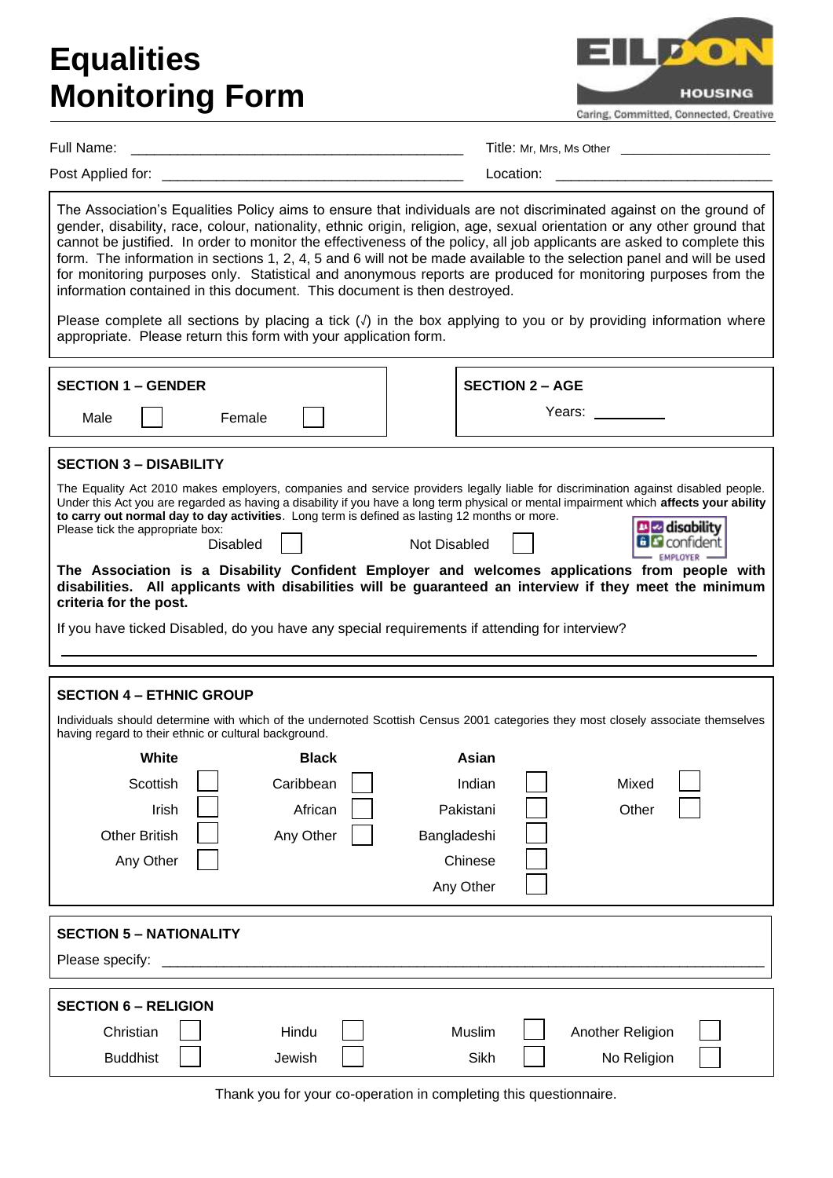# Equalities Monitoring Form

EILDON HOUSING

Caring, Committed, Connected, Creative

Full Name: ____________________________________________ Title: Mr, Mrs, Ms Other ____________________

Post Applied for: ________________________________________ Location: ____________________________

The Association's Equalities Policy aims to ensure that individuals are not discriminated against on the ground of gender, disability, race, colour, nationality, ethnic origin, religion, age, sexual orientation or any other ground that cannot be justified. In order to monitor the effectiveness of the policy, all job applicants are asked to complete this form. The information in sections 1, 2, 4, 5 and 6 will not be made available to the selection panel and will be used for monitoring purposes only. Statistical and anonymous reports are produced for monitoring purposes from the information contained in this document. This document is then destroyed.

Please complete all sections by placing a tick (√) in the box applying to you or by providing information where appropriate. Please return this form with your application form.

## SECTION 1 – GENDER

Male ☐ Female ☐

## SECTION 2 – AGE

Years: _________

## SECTION 3 – DISABILITY

The Equality Act 2010 makes employers, companies and service providers legally liable for discrimination against disabled people. Under this Act you are regarded as having a disability if you have a long term physical or mental impairment which **affects your ability to carry out normal day to day activities**. Long term is defined as lasting 12 months or more.

Please tick the appropriate box:

Disabled ☐ Not Disabled ☐

disability confident EMPLOYER

**The Association is a Disability Confident Employer and welcomes applications from people with disabilities. All applicants with disabilities will be guaranteed an interview if they meet the minimum criteria for the post.**

If you have ticked Disabled, do you have any special requirements if attending for interview?

______________________________________________________________________________

## SECTION 4 – ETHNIC GROUP

Individuals should determine with which of the undernoted Scottish Census 2001 categories they most closely associate themselves having regard to their ethnic or cultural background.

| White | | Black | | Asian | | | |
|---|---|---|---|---|---|---|---|
| Scottish | ☐ | Caribbean | ☐ | Indian | ☐ | Mixed | ☐ |
| Irish | ☐ | African | ☐ | Pakistani | ☐ | Other | ☐ |
| Other British | ☐ | Any Other | ☐ | Bangladeshi | ☐ | | |
| Any Other | ☐ | | | Chinese | ☐ | | |
| | | | | Any Other | ☐ | | |

## SECTION 5 – NATIONALITY

Please specify: ______________________________________________________________________

## SECTION 6 – RELIGION

| | | | | | | | |
|---|---|---|---|---|---|---|---|
| Christian | ☐ | Hindu | ☐ | Muslim | ☐ | Another Religion | ☐ |
| Buddhist | ☐ | Jewish | ☐ | Sikh | ☐ | No Religion | ☐ |

Thank you for your co-operation in completing this questionnaire.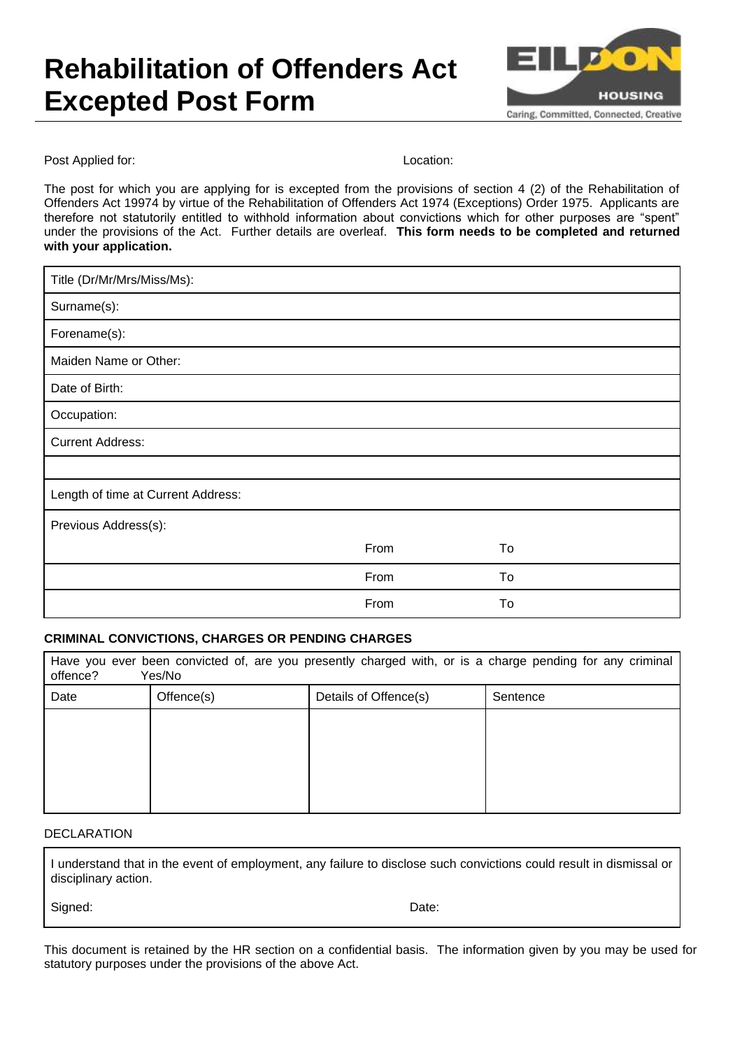# Rehabilitation of Offenders Act Excepted Post Form

Post Applied for: Location:

The post for which you are applying for is excepted from the provisions of section 4 (2) of the Rehabilitation of Offenders Act 19974 by virtue of the Rehabilitation of Offenders Act 1974 (Exceptions) Order 1975. Applicants are therefore not statutorily entitled to withhold information about convictions which for other purposes are "spent" under the provisions of the Act. Further details are overleaf. **This form needs to be completed and returned with your application.**

| | | |
|---|---|---|
| Title (Dr/Mr/Mrs/Miss/Ms): | | |
| Surname(s): | | |
| Forename(s): | | |
| Maiden Name or Other: | | |
| Date of Birth: | | |
| Occupation: | | |
| Current Address: | | |
| | | |
| Length of time at Current Address: | | |
| Previous Address(s): | | |
| | From | To |
| | From | To |
| | From | To |

**CRIMINAL CONVICTIONS, CHARGES OR PENDING CHARGES**

Have you ever been convicted of, are you presently charged with, or is a charge pending for any criminal offence? Yes/No

| Date | Offence(s) | Details of Offence(s) | Sentence |
|---|---|---|---|
| | | | |

DECLARATION

I understand that in the event of employment, any failure to disclose such convictions could result in dismissal or disciplinary action.

Signed: Date:

This document is retained by the HR section on a confidential basis. The information given by you may be used for statutory purposes under the provisions of the above Act.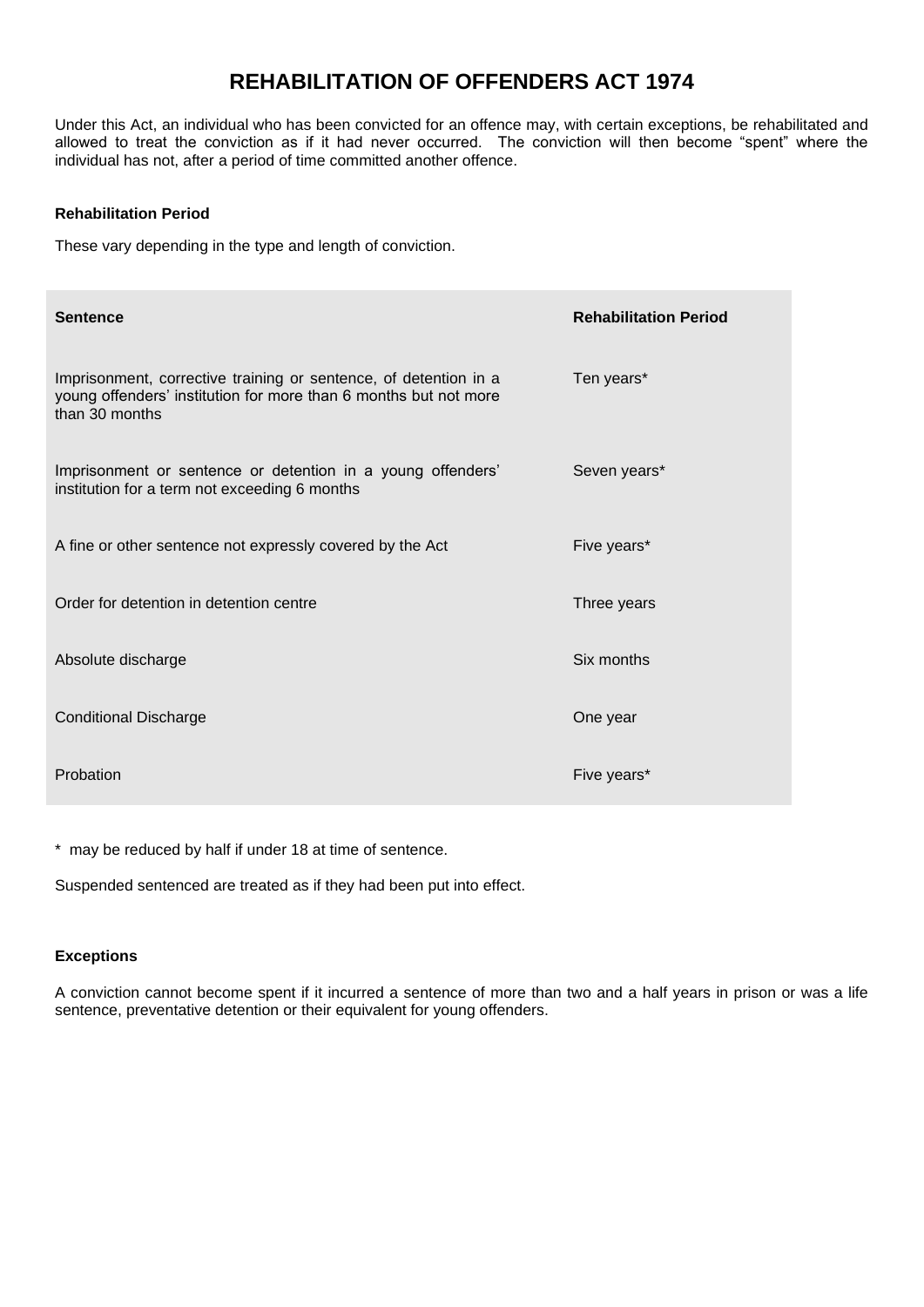# REHABILITATION OF OFFENDERS ACT 1974

Under this Act, an individual who has been convicted for an offence may, with certain exceptions, be rehabilitated and allowed to treat the conviction as if it had never occurred. The conviction will then become "spent" where the individual has not, after a period of time committed another offence.

**Rehabilitation Period**

These vary depending in the type and length of conviction.

| Sentence | Rehabilitation Period |
|---|---|
| Imprisonment, corrective training or sentence, of detention in a young offenders' institution for more than 6 months but not more than 30 months | Ten years* |
| Imprisonment or sentence or detention in a young offenders' institution for a term not exceeding 6 months | Seven years* |
| A fine or other sentence not expressly covered by the Act | Five years* |
| Order for detention in detention centre | Three years |
| Absolute discharge | Six months |
| Conditional Discharge | One year |
| Probation | Five years* |

* may be reduced by half if under 18 at time of sentence.

Suspended sentenced are treated as if they had been put into effect.

**Exceptions**

A conviction cannot become spent if it incurred a sentence of more than two and a half years in prison or was a life sentence, preventative detention or their equivalent for young offenders.